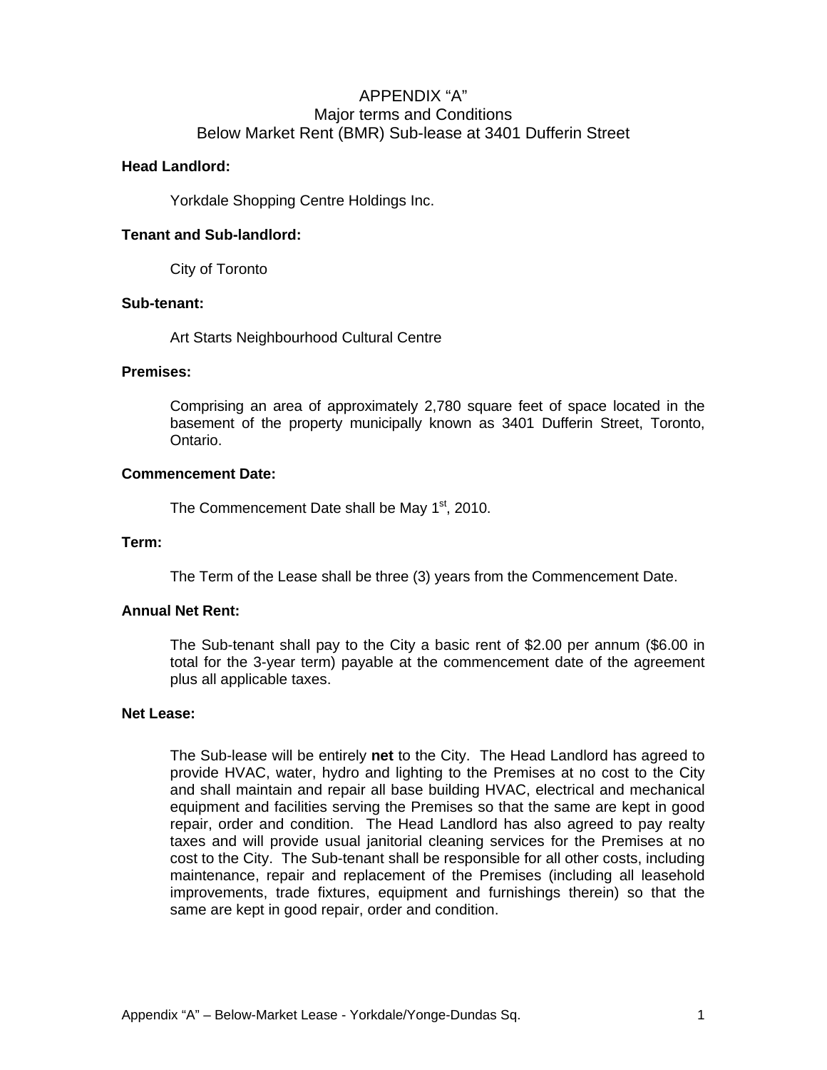# APPENDIX "A"
## Major terms and Conditions
## Below Market Rent (BMR) Sub-lease at 3401 Dufferin Street

**Head Landlord:**

Yorkdale Shopping Centre Holdings Inc.

**Tenant and Sub-landlord:**

City of Toronto

**Sub-tenant:**

Art Starts Neighbourhood Cultural Centre

**Premises:**

Comprising an area of approximately 2,780 square feet of space located in the basement of the property municipally known as 3401 Dufferin Street, Toronto, Ontario.

**Commencement Date:**

The Commencement Date shall be May 1st, 2010.

**Term:**

The Term of the Lease shall be three (3) years from the Commencement Date.

**Annual Net Rent:**

The Sub-tenant shall pay to the City a basic rent of $2.00 per annum ($6.00 in total for the 3-year term) payable at the commencement date of the agreement plus all applicable taxes.

**Net Lease:**

The Sub-lease will be entirely **net** to the City. The Head Landlord has agreed to provide HVAC, water, hydro and lighting to the Premises at no cost to the City and shall maintain and repair all base building HVAC, electrical and mechanical equipment and facilities serving the Premises so that the same are kept in good repair, order and condition. The Head Landlord has also agreed to pay realty taxes and will provide usual janitorial cleaning services for the Premises at no cost to the City. The Sub-tenant shall be responsible for all other costs, including maintenance, repair and replacement of the Premises (including all leasehold improvements, trade fixtures, equipment and furnishings therein) so that the same are kept in good repair, order and condition.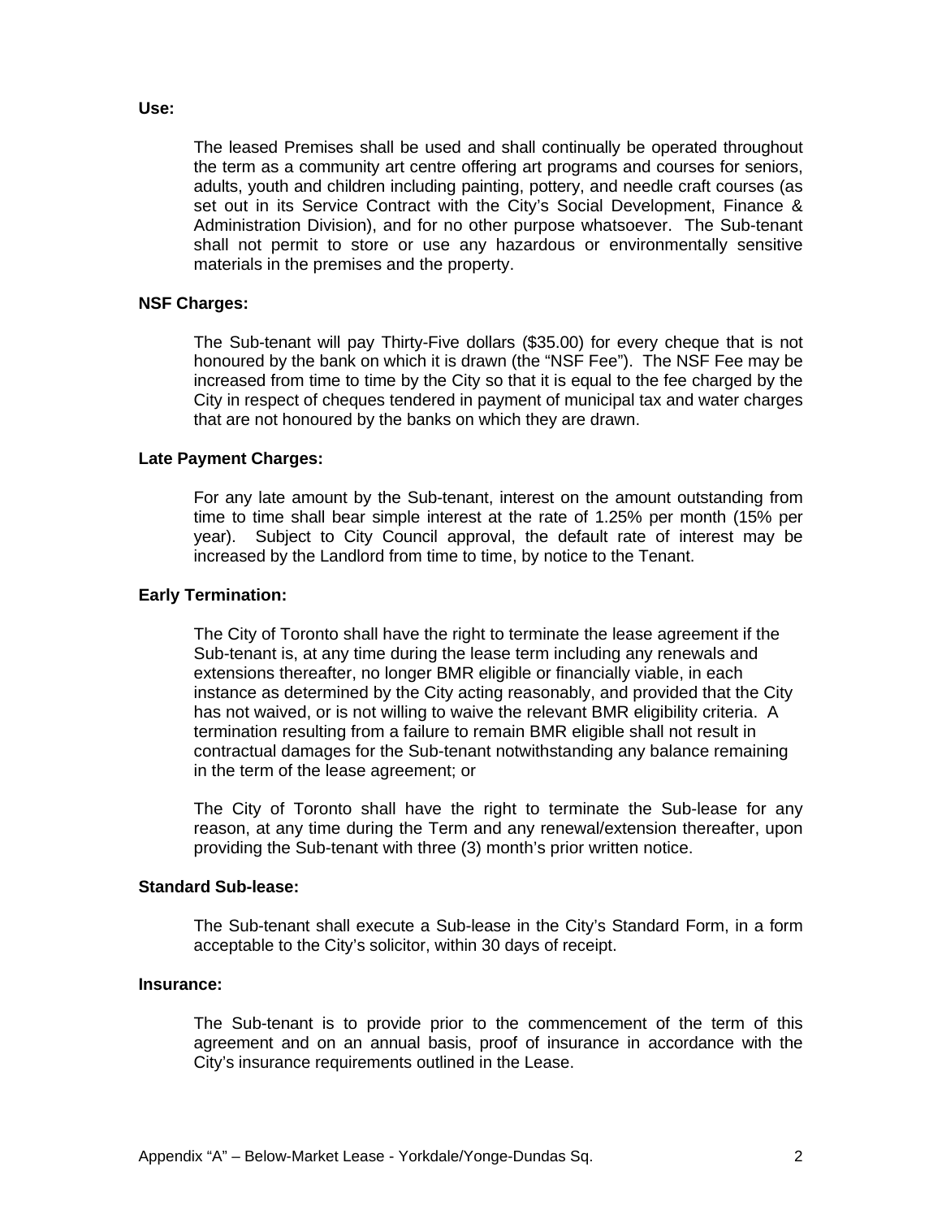**Use:**

The leased Premises shall be used and shall continually be operated throughout the term as a community art centre offering art programs and courses for seniors, adults, youth and children including painting, pottery, and needle craft courses (as set out in its Service Contract with the City's Social Development, Finance & Administration Division), and for no other purpose whatsoever. The Sub-tenant shall not permit to store or use any hazardous or environmentally sensitive materials in the premises and the property.

**NSF Charges:**

The Sub-tenant will pay Thirty-Five dollars ($35.00) for every cheque that is not honoured by the bank on which it is drawn (the "NSF Fee"). The NSF Fee may be increased from time to time by the City so that it is equal to the fee charged by the City in respect of cheques tendered in payment of municipal tax and water charges that are not honoured by the banks on which they are drawn.

**Late Payment Charges:**

For any late amount by the Sub-tenant, interest on the amount outstanding from time to time shall bear simple interest at the rate of 1.25% per month (15% per year). Subject to City Council approval, the default rate of interest may be increased by the Landlord from time to time, by notice to the Tenant.

**Early Termination:**

The City of Toronto shall have the right to terminate the lease agreement if the Sub-tenant is, at any time during the lease term including any renewals and extensions thereafter, no longer BMR eligible or financially viable, in each instance as determined by the City acting reasonably, and provided that the City has not waived, or is not willing to waive the relevant BMR eligibility criteria. A termination resulting from a failure to remain BMR eligible shall not result in contractual damages for the Sub-tenant notwithstanding any balance remaining in the term of the lease agreement; or

The City of Toronto shall have the right to terminate the Sub-lease for any reason, at any time during the Term and any renewal/extension thereafter, upon providing the Sub-tenant with three (3) month's prior written notice.

**Standard Sub-lease:**

The Sub-tenant shall execute a Sub-lease in the City's Standard Form, in a form acceptable to the City's solicitor, within 30 days of receipt.

**Insurance:**

The Sub-tenant is to provide prior to the commencement of the term of this agreement and on an annual basis, proof of insurance in accordance with the City's insurance requirements outlined in the Lease.